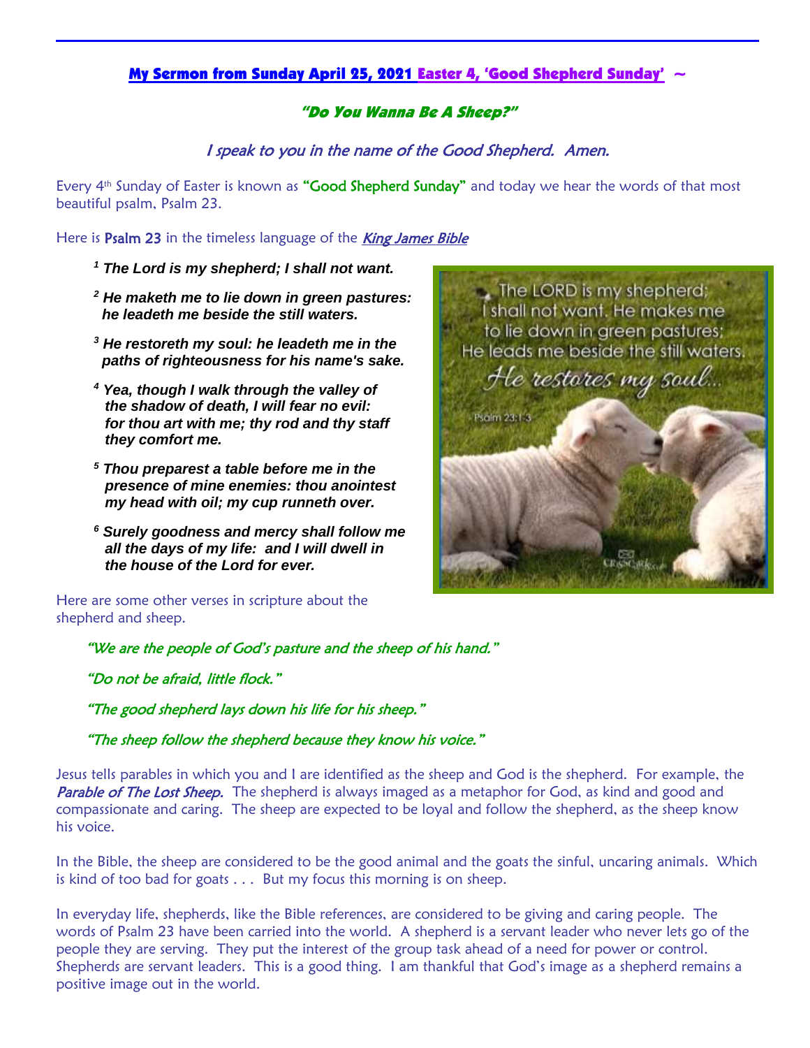## My Sermon from Sunday April 25, 2021 Easter 4, 'Good Shepherd Sunday' ~

### *"Do You Wanna Be A Sheep?"*

*I speak to you in the name of the Good Shepherd. Amen.*

Every 4th Sunday of Easter is known as **"Good Shepherd Sunday"** and today we hear the words of that most beautiful psalm, Psalm 23.

Here is Psalm 23 in the timeless language of the *King James Bible*

***1 The Lord is my shepherd; I shall not want.***

***2 He maketh me to lie down in green pastures: he leadeth me beside the still waters.***

***3 He restoreth my soul: he leadeth me in the paths of righteousness for his name's sake.***

***4 Yea, though I walk through the valley of the shadow of death, I will fear no evil: for thou art with me; thy rod and thy staff they comfort me.***

***5 Thou preparest a table before me in the presence of mine enemies: thou anointest my head with oil; my cup runneth over.***

***6 Surely goodness and mercy shall follow me all the days of my life: and I will dwell in the house of the Lord for ever.***

Here are some other verses in scripture about the shepherd and sheep.

*"We are the people of God's pasture and the sheep of his hand."*

*"Do not be afraid, little flock."*

*"The good shepherd lays down his life for his sheep."*

*"The sheep follow the shepherd because they know his voice."*

Jesus tells parables in which you and I are identified as the sheep and God is the shepherd. For example, the *Parable of The Lost Sheep.* The shepherd is always imaged as a metaphor for God, as kind and good and compassionate and caring. The sheep are expected to be loyal and follow the shepherd, as the sheep know his voice.

In the Bible, the sheep are considered to be the good animal and the goats the sinful, uncaring animals. Which is kind of too bad for goats . . . But my focus this morning is on sheep.

In everyday life, shepherds, like the Bible references, are considered to be giving and caring people. The words of Psalm 23 have been carried into the world. A shepherd is a servant leader who never lets go of the people they are serving. They put the interest of the group task ahead of a need for power or control. Shepherds are servant leaders. This is a good thing. I am thankful that God's image as a shepherd remains a positive image out in the world.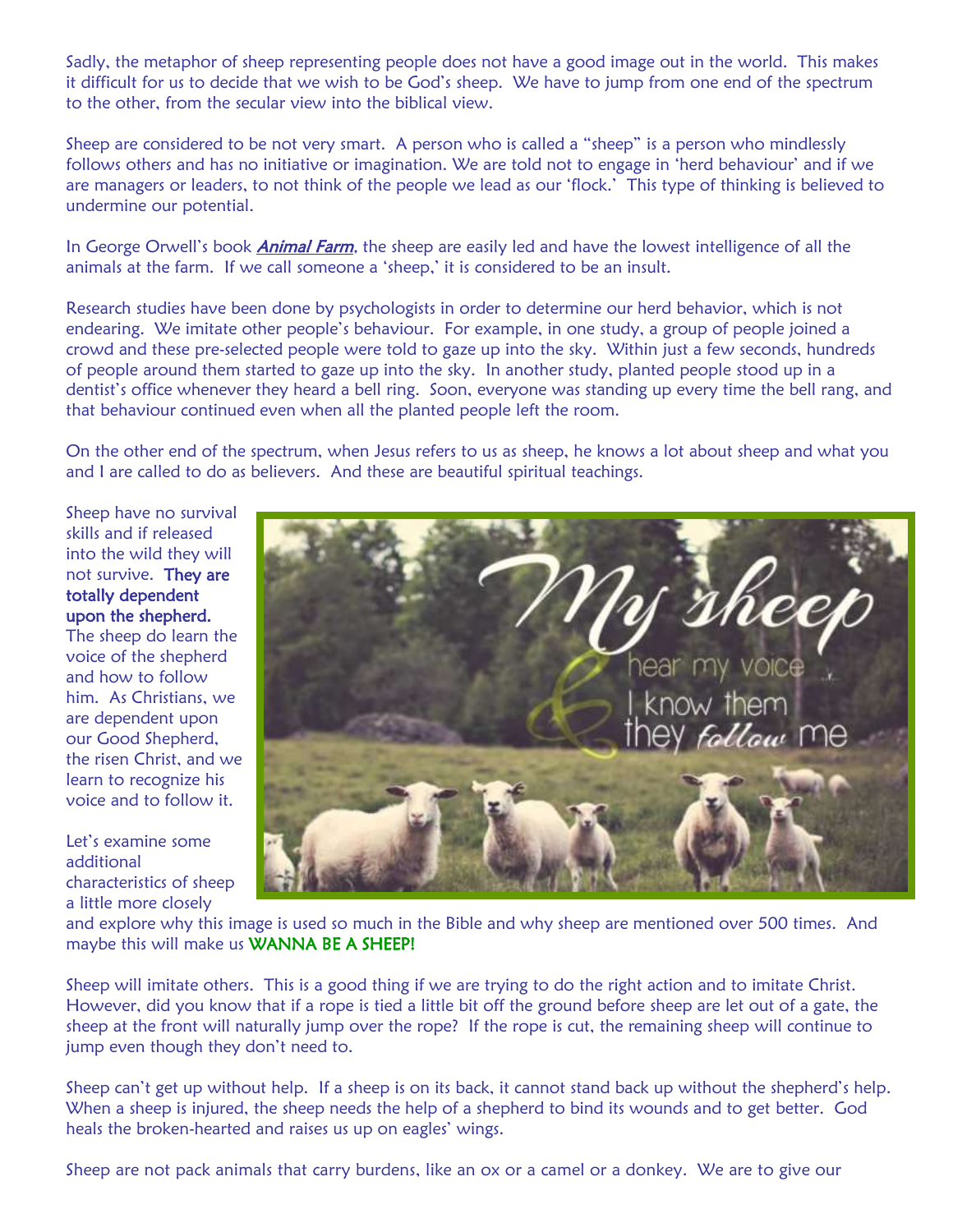Sadly, the metaphor of sheep representing people does not have a good image out in the world. This makes it difficult for us to decide that we wish to be God's sheep. We have to jump from one end of the spectrum to the other, from the secular view into the biblical view.

Sheep are considered to be not very smart. A person who is called a "sheep" is a person who mindlessly follows others and has no initiative or imagination. We are told not to engage in 'herd behaviour' and if we are managers or leaders, to not think of the people we lead as our 'flock.' This type of thinking is believed to undermine our potential.

In George Orwell's book *Animal Farm*, the sheep are easily led and have the lowest intelligence of all the animals at the farm. If we call someone a 'sheep,' it is considered to be an insult.

Research studies have been done by psychologists in order to determine our herd behavior, which is not endearing. We imitate other people's behaviour. For example, in one study, a group of people joined a crowd and these pre-selected people were told to gaze up into the sky. Within just a few seconds, hundreds of people around them started to gaze up into the sky. In another study, planted people stood up in a dentist's office whenever they heard a bell ring. Soon, everyone was standing up every time the bell rang, and that behaviour continued even when all the planted people left the room.

On the other end of the spectrum, when Jesus refers to us as sheep, he knows a lot about sheep and what you and I are called to do as believers. And these are beautiful spiritual teachings.

Sheep have no survival skills and if released into the wild they will not survive. **They are totally dependent upon the shepherd.** The sheep do learn the voice of the shepherd and how to follow him. As Christians, we are dependent upon our Good Shepherd, the risen Christ, and we learn to recognize his voice and to follow it.

Let's examine some additional characteristics of sheep a little more closely and explore why this image is used so much in the Bible and why sheep are mentioned over 500 times. And maybe this will make us WANNA BE A SHEEP!

Sheep will imitate others. This is a good thing if we are trying to do the right action and to imitate Christ. However, did you know that if a rope is tied a little bit off the ground before sheep are let out of a gate, the sheep at the front will naturally jump over the rope? If the rope is cut, the remaining sheep will continue to jump even though they don't need to.

Sheep can't get up without help. If a sheep is on its back, it cannot stand back up without the shepherd's help. When a sheep is injured, the sheep needs the help of a shepherd to bind its wounds and to get better. God heals the broken-hearted and raises us up on eagles' wings.

Sheep are not pack animals that carry burdens, like an ox or a camel or a donkey. We are to give our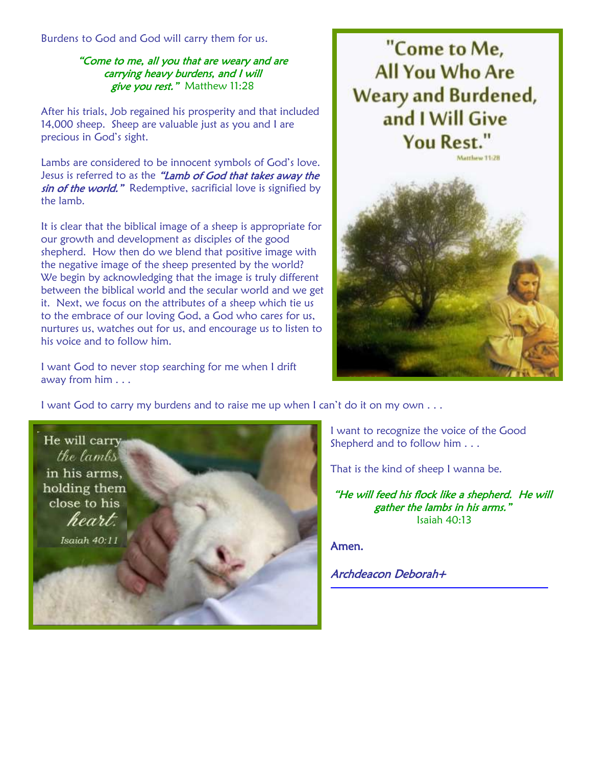Burdens to God and God will carry them for us.

*"Come to me, all you that are weary and are carrying heavy burdens, and I will give you rest."* Matthew 11:28

After his trials, Job regained his prosperity and that included 14,000 sheep. Sheep are valuable just as you and I are precious in God's sight.

Lambs are considered to be innocent symbols of God's love. Jesus is referred to as the ***"Lamb of God that takes away the sin of the world."*** Redemptive, sacrificial love is signified by the lamb.

It is clear that the biblical image of a sheep is appropriate for our growth and development as disciples of the good shepherd. How then do we blend that positive image with the negative image of the sheep presented by the world? We begin by acknowledging that the image is truly different between the biblical world and the secular world and we get it. Next, we focus on the attributes of a sheep which tie us to the embrace of our loving God, a God who cares for us, nurtures us, watches out for us, and encourage us to listen to his voice and to follow him.

I want God to never stop searching for me when I drift away from him . . .

I want God to carry my burdens and to raise me up when I can't do it on my own . . .

I want to recognize the voice of the Good Shepherd and to follow him . . .

That is the kind of sheep I wanna be.

*"He will feed his flock like a shepherd. He will gather the lambs in his arms."* Isaiah 40:13

**Amen.**

*Archdeacon Deborah+*